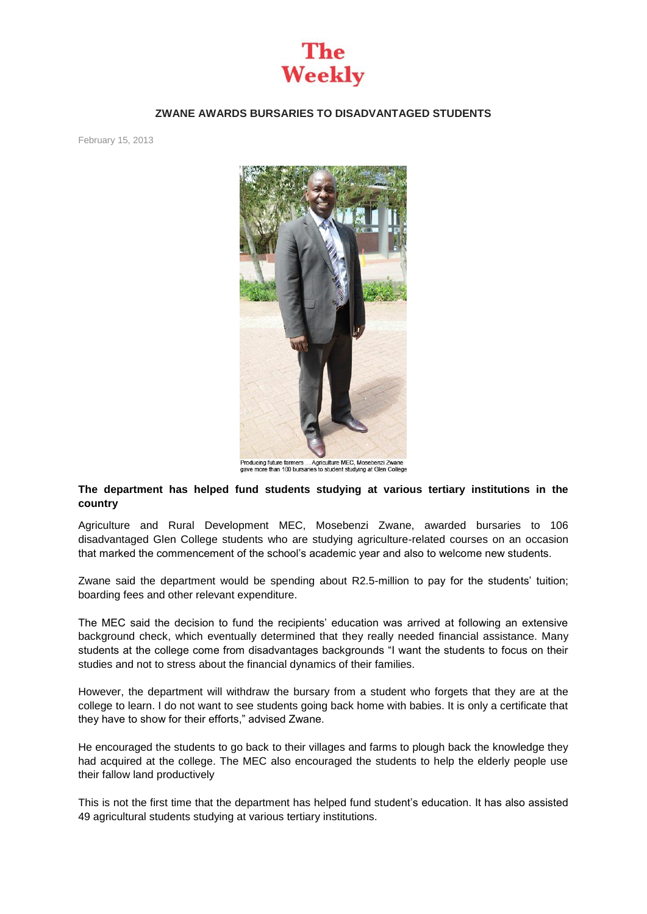# The Weekly

## ZWANE AWARDS BURSARIES TO DISADVANTAGED STUDENTS

February 15, 2013

Producing future farmers ... Agriculture MEC, Mosebenzi Zwane gave more than 100 bursaries to student studying at Glen College

**The department has helped fund students studying at various tertiary institutions in the country**

Agriculture and Rural Development MEC, Mosebenzi Zwane, awarded bursaries to 106 disadvantaged Glen College students who are studying agriculture-related courses on an occasion that marked the commencement of the school's academic year and also to welcome new students.

Zwane said the department would be spending about R2.5-million to pay for the students' tuition; boarding fees and other relevant expenditure.

The MEC said the decision to fund the recipients' education was arrived at following an extensive background check, which eventually determined that they really needed financial assistance. Many students at the college come from disadvantages backgrounds "I want the students to focus on their studies and not to stress about the financial dynamics of their families.

However, the department will withdraw the bursary from a student who forgets that they are at the college to learn. I do not want to see students going back home with babies. It is only a certificate that they have to show for their efforts," advised Zwane.

He encouraged the students to go back to their villages and farms to plough back the knowledge they had acquired at the college. The MEC also encouraged the students to help the elderly people use their fallow land productively

This is not the first time that the department has helped fund student's education. It has also assisted 49 agricultural students studying at various tertiary institutions.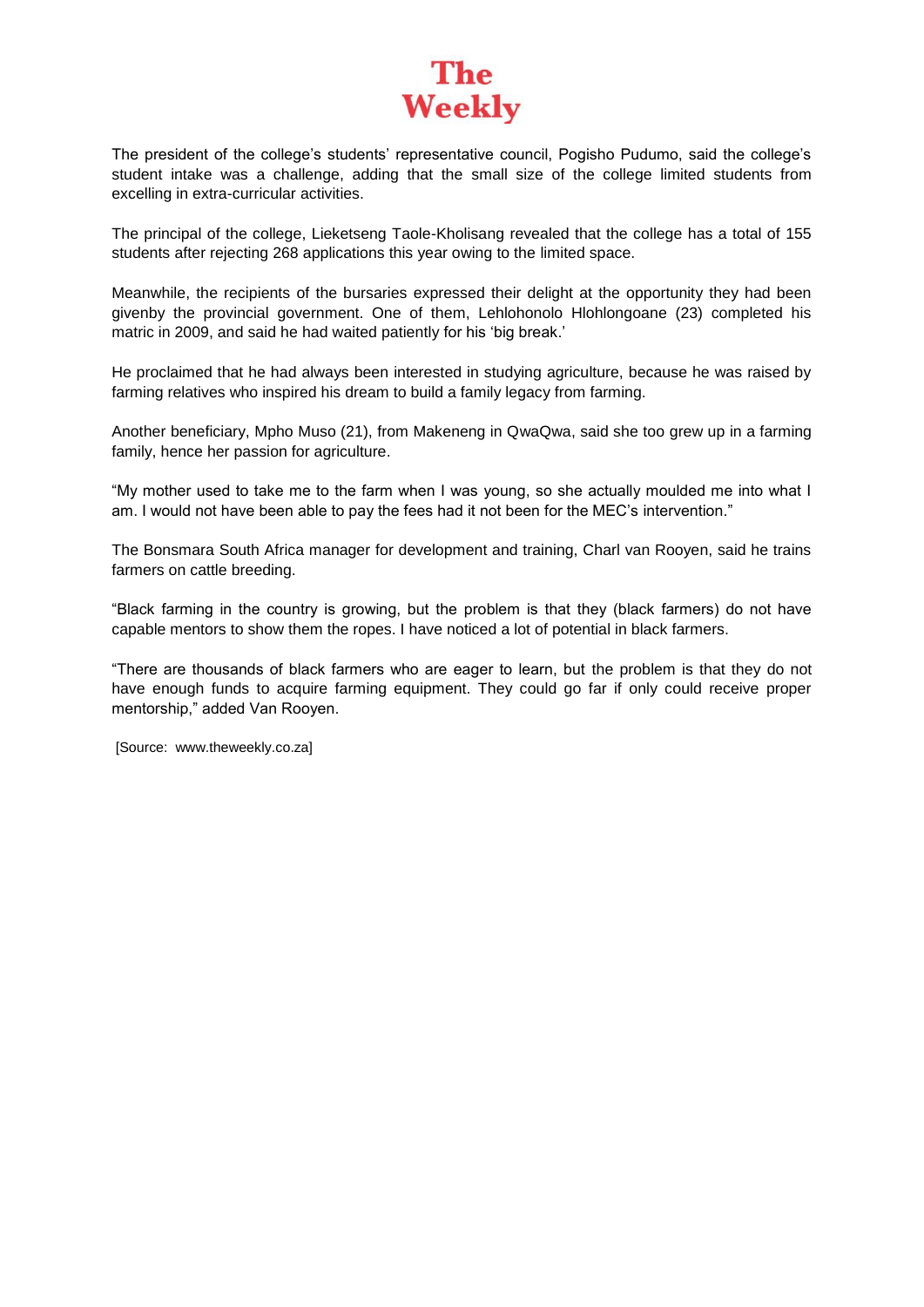# The Weekly

The president of the college's students' representative council, Pogisho Pudumo, said the college's student intake was a challenge, adding that the small size of the college limited students from excelling in extra-curricular activities.

The principal of the college, Lieketseng Taole-Kholisang revealed that the college has a total of 155 students after rejecting 268 applications this year owing to the limited space.

Meanwhile, the recipients of the bursaries expressed their delight at the opportunity they had been givenby the provincial government. One of them, Lehlohonolo Hlohlongoane (23) completed his matric in 2009, and said he had waited patiently for his 'big break.'

He proclaimed that he had always been interested in studying agriculture, because he was raised by farming relatives who inspired his dream to build a family legacy from farming.

Another beneficiary, Mpho Muso (21), from Makeneng in QwaQwa, said she too grew up in a farming family, hence her passion for agriculture.

"My mother used to take me to the farm when I was young, so she actually moulded me into what I am. I would not have been able to pay the fees had it not been for the MEC's intervention."

The Bonsmara South Africa manager for development and training, Charl van Rooyen, said he trains farmers on cattle breeding.

"Black farming in the country is growing, but the problem is that they (black farmers) do not have capable mentors to show them the ropes. I have noticed a lot of potential in black farmers.

"There are thousands of black farmers who are eager to learn, but the problem is that they do not have enough funds to acquire farming equipment. They could go far if only could receive proper mentorship," added Van Rooyen.

[Source: www.theweekly.co.za]